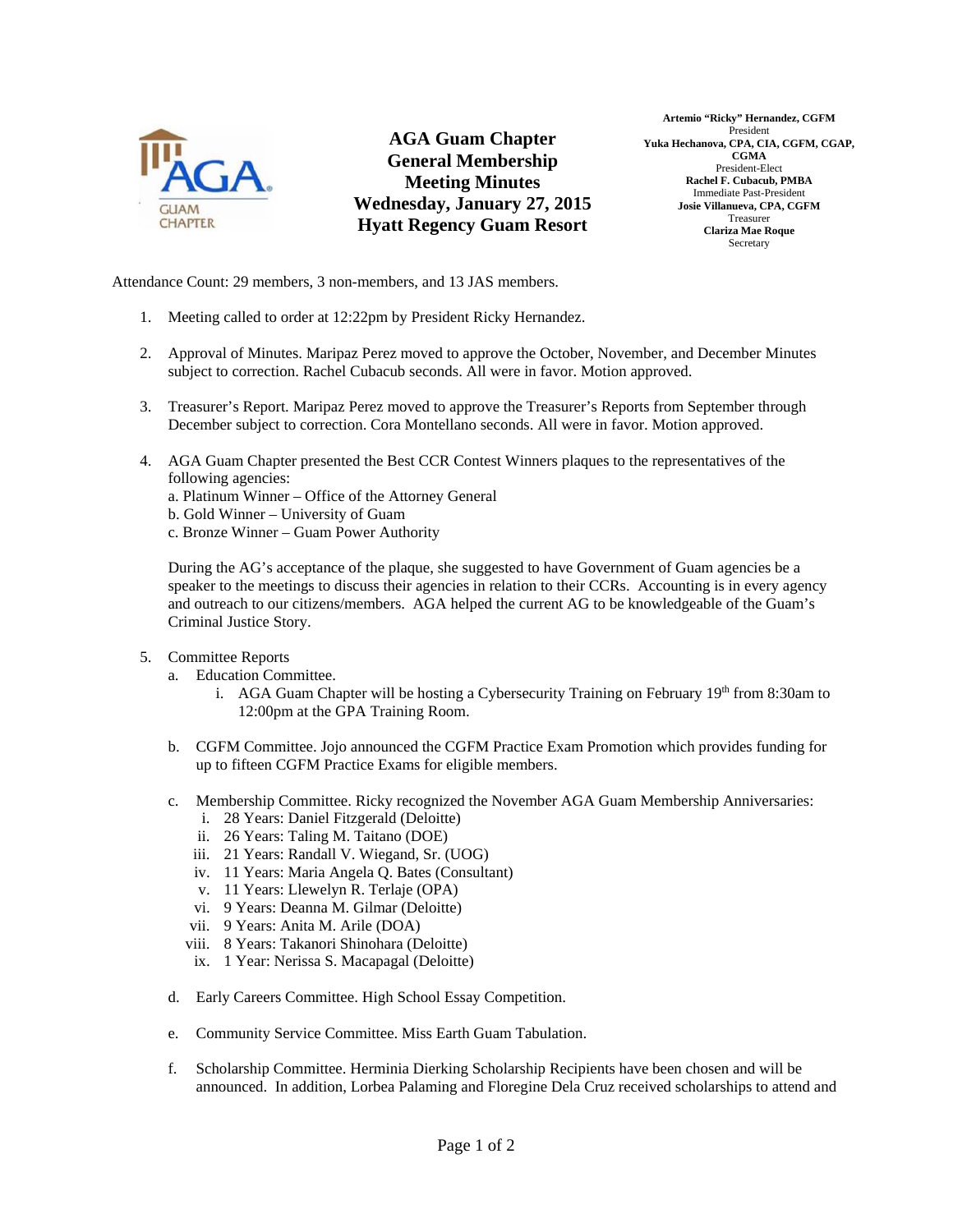AGA GUAM CHAPTER

# AGA Guam Chapter General Membership Meeting Minutes
## Wednesday, January 27, 2015
## Hyatt Regency Guam Resort

**Artemio "Ricky" Hernandez, CGFM**
President
**Yuka Hechanova, CPA, CIA, CGFM, CGAP, CGMA**
President-Elect
**Rachel F. Cubacub, PMBA**
Immediate Past-President
**Josie Villanueva, CPA, CGFM**
Treasurer
**Clariza Mae Roque**
Secretary

Attendance Count: 29 members, 3 non-members, and 13 JAS members.

1. Meeting called to order at 12:22pm by President Ricky Hernandez.

2. Approval of Minutes. Maripaz Perez moved to approve the October, November, and December Minutes subject to correction. Rachel Cubacub seconds. All were in favor. Motion approved.

3. Treasurer's Report. Maripaz Perez moved to approve the Treasurer's Reports from September through December subject to correction. Cora Montellano seconds. All were in favor. Motion approved.

4. AGA Guam Chapter presented the Best CCR Contest Winners plaques to the representatives of the following agencies:
   a. Platinum Winner – Office of the Attorney General
   b. Gold Winner – University of Guam
   c. Bronze Winner – Guam Power Authority

   During the AG's acceptance of the plaque, she suggested to have Government of Guam agencies be a speaker to the meetings to discuss their agencies in relation to their CCRs. Accounting is in every agency and outreach to our citizens/members. AGA helped the current AG to be knowledgeable of the Guam's Criminal Justice Story.

5. Committee Reports
   a. Education Committee.
      i. AGA Guam Chapter will be hosting a Cybersecurity Training on February 19th from 8:30am to 12:00pm at the GPA Training Room.

   b. CGFM Committee. Jojo announced the CGFM Practice Exam Promotion which provides funding for up to fifteen CGFM Practice Exams for eligible members.

   c. Membership Committee. Ricky recognized the November AGA Guam Membership Anniversaries:
      i. 28 Years: Daniel Fitzgerald (Deloitte)
      ii. 26 Years: Taling M. Taitano (DOE)
      iii. 21 Years: Randall V. Wiegand, Sr. (UOG)
      iv. 11 Years: Maria Angela Q. Bates (Consultant)
      v. 11 Years: Llewelyn R. Terlaje (OPA)
      vi. 9 Years: Deanna M. Gilmar (Deloitte)
      vii. 9 Years: Anita M. Arile (DOA)
      viii. 8 Years: Takanori Shinohara (Deloitte)
      ix. 1 Year: Nerissa S. Macapagal (Deloitte)

   d. Early Careers Committee. High School Essay Competition.

   e. Community Service Committee. Miss Earth Guam Tabulation.

   f. Scholarship Committee. Herminia Dierking Scholarship Recipients have been chosen and will be announced. In addition, Lorbea Palaming and Floregine Dela Cruz received scholarships to attend and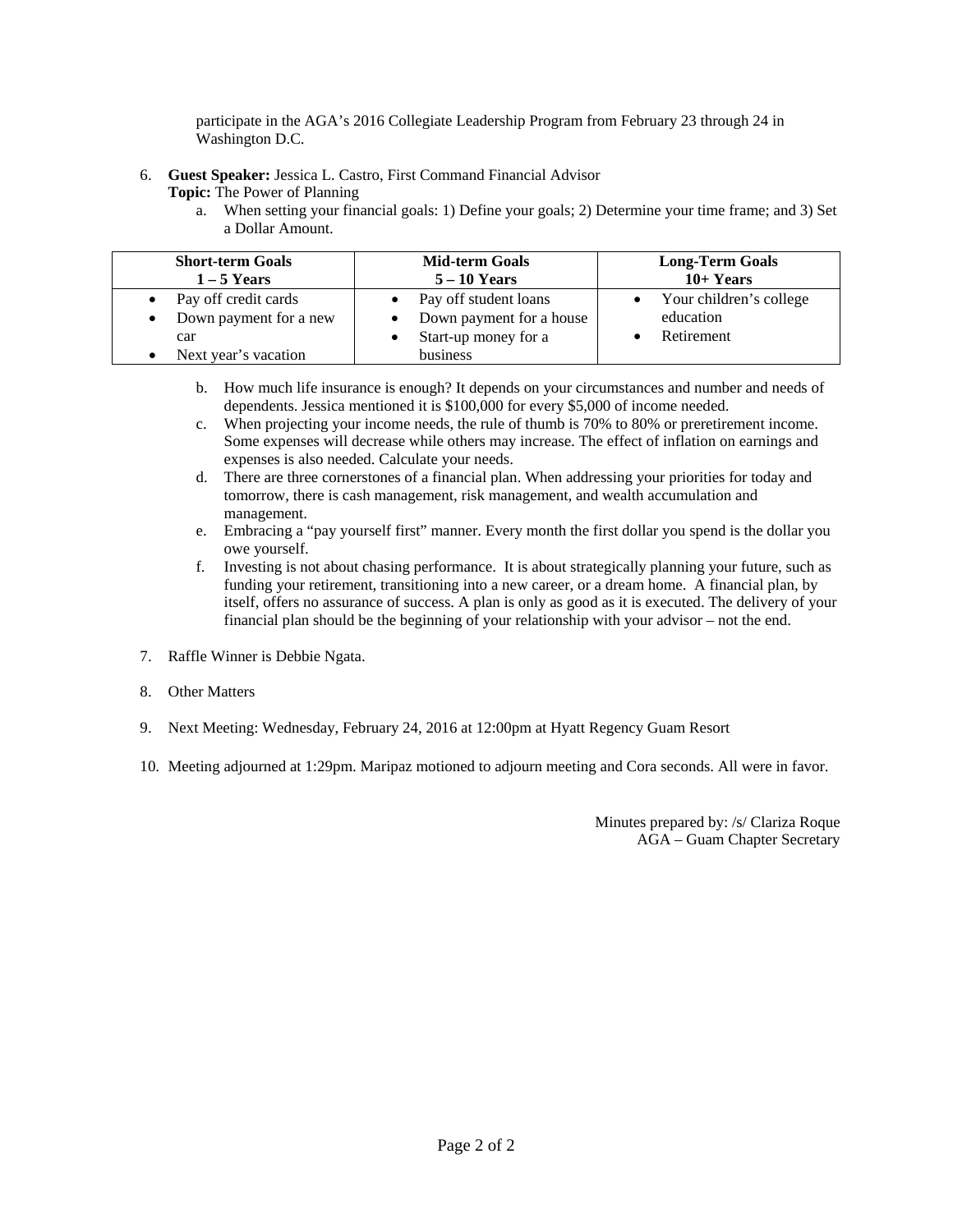participate in the AGA's 2016 Collegiate Leadership Program from February 23 through 24 in Washington D.C.

6. **Guest Speaker:** Jessica L. Castro, First Command Financial Advisor
   **Topic:** The Power of Planning
   a. When setting your financial goals: 1) Define your goals; 2) Determine your time frame; and 3) Set a Dollar Amount.

| **Short-term Goals 1 – 5 Years** | **Mid-term Goals 5 – 10 Years** | **Long-Term Goals 10+ Years** |
|---|---|---|
| • Pay off credit cards<br>• Down payment for a new car<br>• Next year's vacation | • Pay off student loans<br>• Down payment for a house<br>• Start-up money for a business | • Your children's college education<br>• Retirement |

   b. How much life insurance is enough? It depends on your circumstances and number and needs of dependents. Jessica mentioned it is $100,000 for every $5,000 of income needed.
   c. When projecting your income needs, the rule of thumb is 70% to 80% or preretirement income. Some expenses will decrease while others may increase. The effect of inflation on earnings and expenses is also needed. Calculate your needs.
   d. There are three cornerstones of a financial plan. When addressing your priorities for today and tomorrow, there is cash management, risk management, and wealth accumulation and management.
   e. Embracing a "pay yourself first" manner. Every month the first dollar you spend is the dollar you owe yourself.
   f. Investing is not about chasing performance. It is about strategically planning your future, such as funding your retirement, transitioning into a new career, or a dream home. A financial plan, by itself, offers no assurance of success. A plan is only as good as it is executed. The delivery of your financial plan should be the beginning of your relationship with your advisor – not the end.

7. Raffle Winner is Debbie Ngata.

8. Other Matters

9. Next Meeting: Wednesday, February 24, 2016 at 12:00pm at Hyatt Regency Guam Resort

10. Meeting adjourned at 1:29pm. Maripaz motioned to adjourn meeting and Cora seconds. All were in favor.

Minutes prepared by: /s/ Clariza Roque
AGA – Guam Chapter Secretary